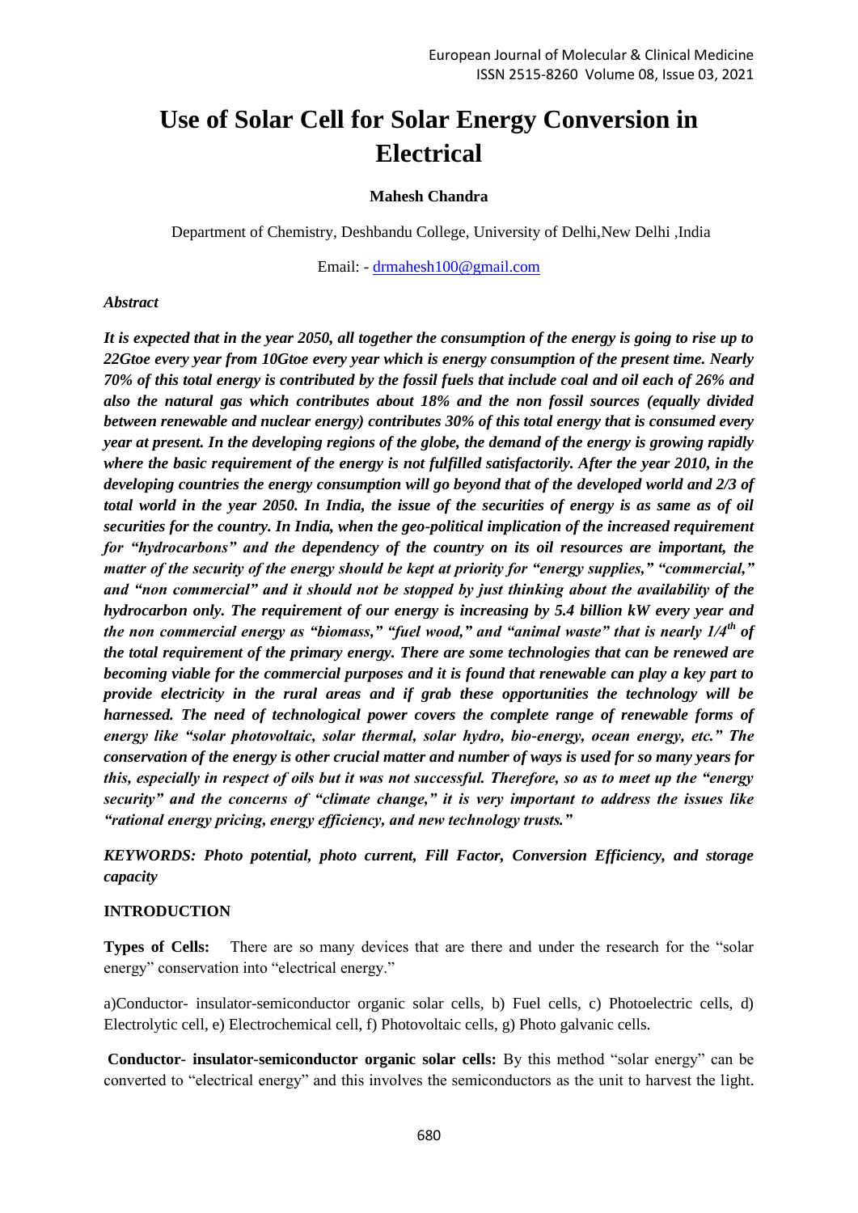# Use of Solar Cell for Solar Energy Conversion in Electrical

**Mahesh Chandra**

Department of Chemistry, Deshbandu College, University of Delhi,New Delhi ,India

Email: - drmahesh100@gmail.com

***Abstract***

***It is expected that in the year 2050, all together the consumption of the energy is going to rise up to 22Gtoe every year from 10Gtoe every year which is energy consumption of the present time. Nearly 70% of this total energy is contributed by the fossil fuels that include coal and oil each of 26% and also the natural gas which contributes about 18% and the non fossil sources (equally divided between renewable and nuclear energy) contributes 30% of this total energy that is consumed every year at present. In the developing regions of the globe, the demand of the energy is growing rapidly where the basic requirement of the energy is not fulfilled satisfactorily. After the year 2010, in the developing countries the energy consumption will go beyond that of the developed world and 2/3 of total world in the year 2050. In India, the issue of the securities of energy is as same as of oil securities for the country. In India, when the geo-political implication of the increased requirement for "hydrocarbons" and the dependency of the country on its oil resources are important, the matter of the security of the energy should be kept at priority for "energy supplies," "commercial," and "non commercial" and it should not be stopped by just thinking about the availability of the hydrocarbon only. The requirement of our energy is increasing by 5.4 billion kW every year and the non commercial energy as "biomass," "fuel wood," and "animal waste" that is nearly 1/4$^{th}$ of the total requirement of the primary energy. There are some technologies that can be renewed are becoming viable for the commercial purposes and it is found that renewable can play a key part to provide electricity in the rural areas and if grab these opportunities the technology will be harnessed. The need of technological power covers the complete range of renewable forms of energy like "solar photovoltaic, solar thermal, solar hydro, bio-energy, ocean energy, etc." The conservation of the energy is other crucial matter and number of ways is used for so many years for this, especially in respect of oils but it was not successful. Therefore, so as to meet up the "energy security" and the concerns of "climate change," it is very important to address the issues like "rational energy pricing, energy efficiency, and new technology trusts."***

***KEYWORDS: Photo potential, photo current, Fill Factor, Conversion Efficiency, and storage capacity***

**INTRODUCTION**

**Types of Cells:** There are so many devices that are there and under the research for the "solar energy" conservation into "electrical energy."

a)Conductor- insulator-semiconductor organic solar cells, b) Fuel cells, c) Photoelectric cells, d) Electrolytic cell, e) Electrochemical cell, f) Photovoltaic cells, g) Photo galvanic cells.

**Conductor- insulator-semiconductor organic solar cells:** By this method "solar energy" can be converted to "electrical energy" and this involves the semiconductors as the unit to harvest the light.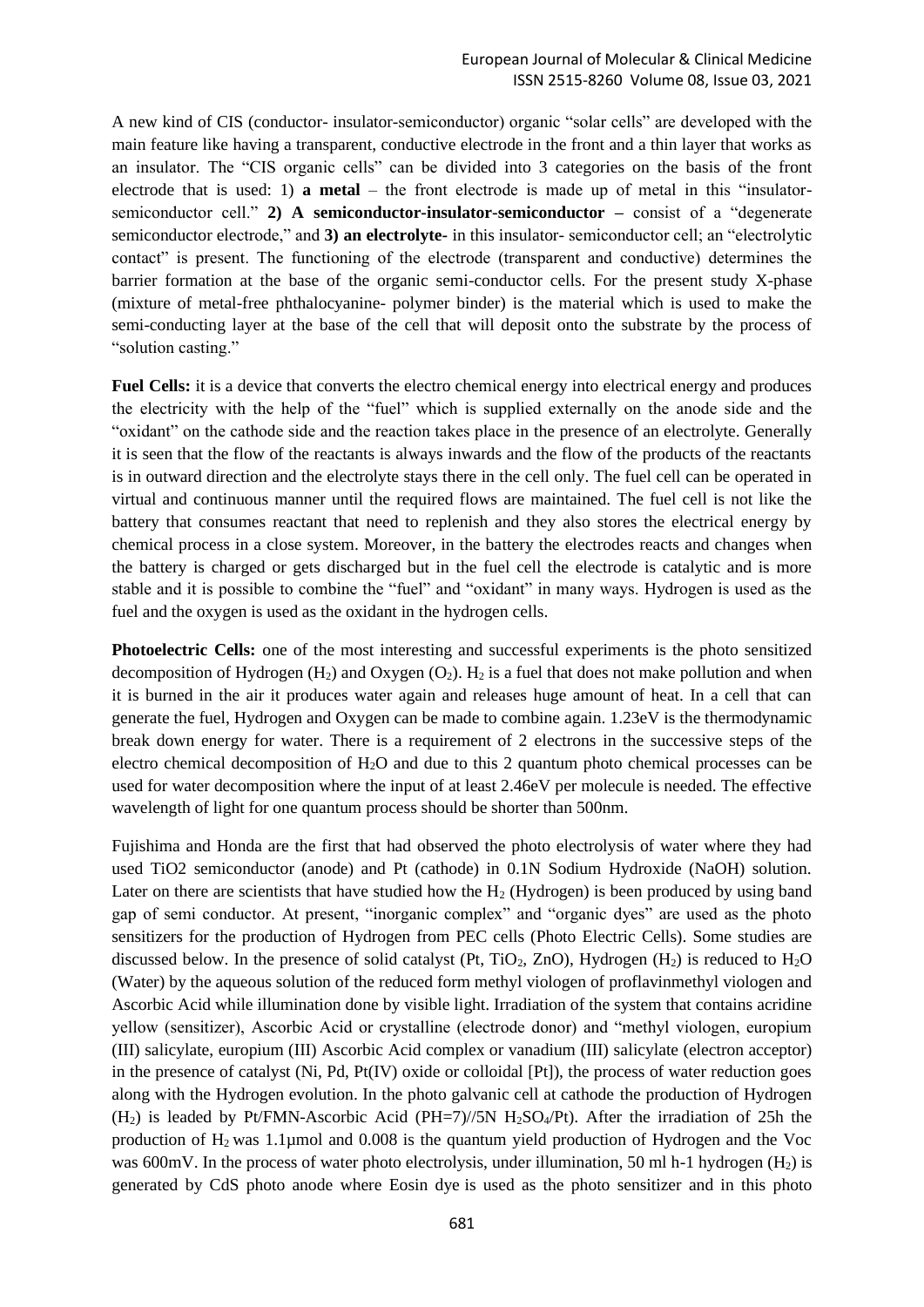A new kind of CIS (conductor- insulator-semiconductor) organic "solar cells" are developed with the main feature like having a transparent, conductive electrode in the front and a thin layer that works as an insulator. The "CIS organic cells" can be divided into 3 categories on the basis of the front electrode that is used: 1) **a metal** – the front electrode is made up of metal in this "insulator-semiconductor cell." **2) A semiconductor-insulator-semiconductor –** consist of a "degenerate semiconductor electrode," and **3) an electrolyte-** in this insulator- semiconductor cell; an "electrolytic contact" is present. The functioning of the electrode (transparent and conductive) determines the barrier formation at the base of the organic semi-conductor cells. For the present study X-phase (mixture of metal-free phthalocyanine- polymer binder) is the material which is used to make the semi-conducting layer at the base of the cell that will deposit onto the substrate by the process of "solution casting."

**Fuel Cells:** it is a device that converts the electro chemical energy into electrical energy and produces the electricity with the help of the "fuel" which is supplied externally on the anode side and the "oxidant" on the cathode side and the reaction takes place in the presence of an electrolyte. Generally it is seen that the flow of the reactants is always inwards and the flow of the products of the reactants is in outward direction and the electrolyte stays there in the cell only. The fuel cell can be operated in virtual and continuous manner until the required flows are maintained. The fuel cell is not like the battery that consumes reactant that need to replenish and they also stores the electrical energy by chemical process in a close system. Moreover, in the battery the electrodes reacts and changes when the battery is charged or gets discharged but in the fuel cell the electrode is catalytic and is more stable and it is possible to combine the "fuel" and "oxidant" in many ways. Hydrogen is used as the fuel and the oxygen is used as the oxidant in the hydrogen cells.

**Photoelectric Cells:** one of the most interesting and successful experiments is the photo sensitized decomposition of Hydrogen ($H_2$) and Oxygen ($O_2$). $H_2$ is a fuel that does not make pollution and when it is burned in the air it produces water again and releases huge amount of heat. In a cell that can generate the fuel, Hydrogen and Oxygen can be made to combine again. 1.23eV is the thermodynamic break down energy for water. There is a requirement of 2 electrons in the successive steps of the electro chemical decomposition of $H_2O$ and due to this 2 quantum photo chemical processes can be used for water decomposition where the input of at least 2.46eV per molecule is needed. The effective wavelength of light for one quantum process should be shorter than 500nm.

Fujishima and Honda are the first that had observed the photo electrolysis of water where they had used TiO2 semiconductor (anode) and Pt (cathode) in 0.1N Sodium Hydroxide (NaOH) solution. Later on there are scientists that have studied how the $H_2$ (Hydrogen) is been produced by using band gap of semi conductor. At present, "inorganic complex" and "organic dyes" are used as the photo sensitizers for the production of Hydrogen from PEC cells (Photo Electric Cells). Some studies are discussed below. In the presence of solid catalyst (Pt, $TiO_2$, ZnO), Hydrogen ($H_2$) is reduced to $H_2O$ (Water) by the aqueous solution of the reduced form methyl viologen of proflavinmethyl viologen and Ascorbic Acid while illumination done by visible light. Irradiation of the system that contains acridine yellow (sensitizer), Ascorbic Acid or crystalline (electrode donor) and "methyl viologen, europium (III) salicylate, europium (III) Ascorbic Acid complex or vanadium (III) salicylate (electron acceptor) in the presence of catalyst (Ni, Pd, Pt(IV) oxide or colloidal [Pt]), the process of water reduction goes along with the Hydrogen evolution. In the photo galvanic cell at cathode the production of Hydrogen ($H_2$) is leaded by Pt/FMN-Ascorbic Acid (PH=7)//5N $H_2SO_4$/Pt). After the irradiation of 25h the production of $H_2$ was 1.1μmol and 0.008 is the quantum yield production of Hydrogen and the Voc was 600mV. In the process of water photo electrolysis, under illumination, 50 ml h-1 hydrogen ($H_2$) is generated by CdS photo anode where Eosin dye is used as the photo sensitizer and in this photo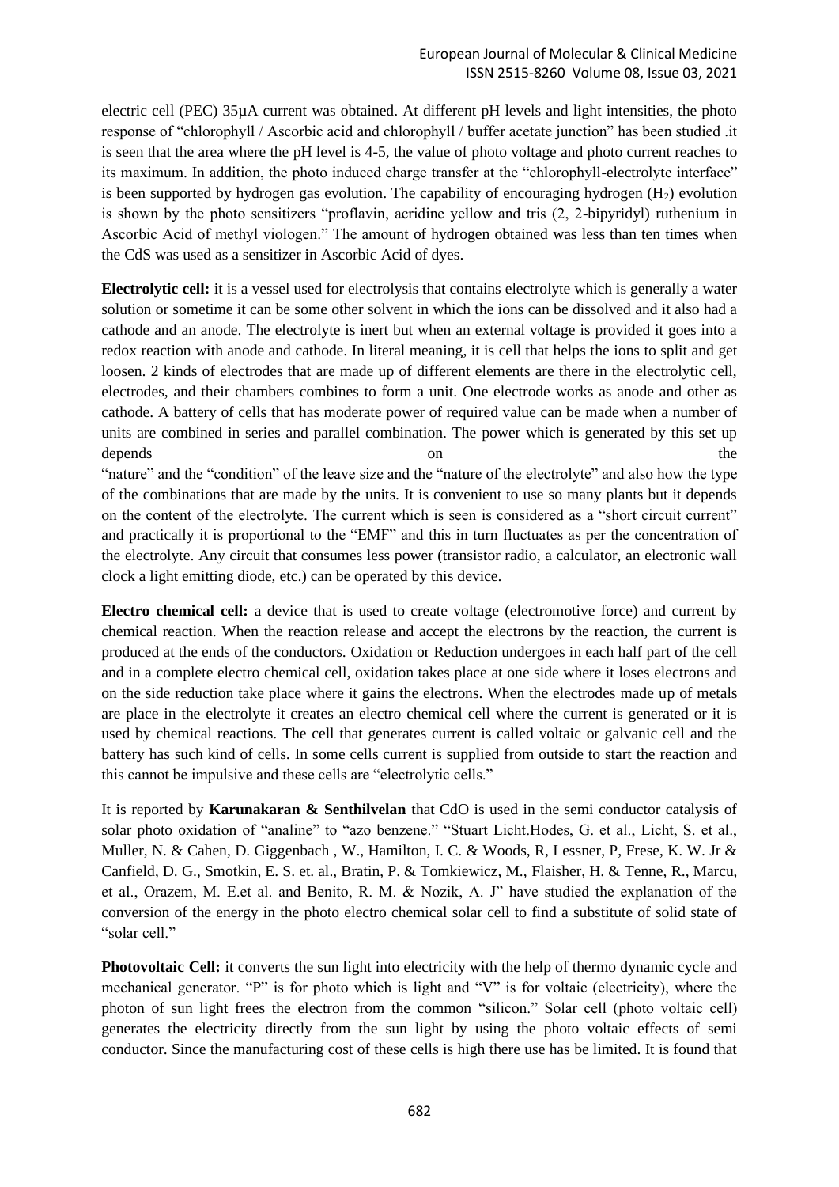electric cell (PEC) 35μA current was obtained. At different pH levels and light intensities, the photo response of "chlorophyll / Ascorbic acid and chlorophyll / buffer acetate junction" has been studied .it is seen that the area where the pH level is 4-5, the value of photo voltage and photo current reaches to its maximum. In addition, the photo induced charge transfer at the "chlorophyll-electrolyte interface" is been supported by hydrogen gas evolution. The capability of encouraging hydrogen ($H_2$) evolution is shown by the photo sensitizers "proflavin, acridine yellow and tris (2, 2-bipyridyl) ruthenium in Ascorbic Acid of methyl viologen." The amount of hydrogen obtained was less than ten times when the CdS was used as a sensitizer in Ascorbic Acid of dyes.

**Electrolytic cell:** it is a vessel used for electrolysis that contains electrolyte which is generally a water solution or sometime it can be some other solvent in which the ions can be dissolved and it also had a cathode and an anode. The electrolyte is inert but when an external voltage is provided it goes into a redox reaction with anode and cathode. In literal meaning, it is cell that helps the ions to split and get loosen. 2 kinds of electrodes that are made up of different elements are there in the electrolytic cell, electrodes, and their chambers combines to form a unit. One electrode works as anode and other as cathode. A battery of cells that has moderate power of required value can be made when a number of units are combined in series and parallel combination. The power which is generated by this set up depends on the "nature" and the "condition" of the leave size and the "nature of the electrolyte" and also how the type of the combinations that are made by the units. It is convenient to use so many plants but it depends on the content of the electrolyte. The current which is seen is considered as a "short circuit current" and practically it is proportional to the "EMF" and this in turn fluctuates as per the concentration of the electrolyte. Any circuit that consumes less power (transistor radio, a calculator, an electronic wall clock a light emitting diode, etc.) can be operated by this device.

**Electro chemical cell:** a device that is used to create voltage (electromotive force) and current by chemical reaction. When the reaction release and accept the electrons by the reaction, the current is produced at the ends of the conductors. Oxidation or Reduction undergoes in each half part of the cell and in a complete electro chemical cell, oxidation takes place at one side where it loses electrons and on the side reduction take place where it gains the electrons. When the electrodes made up of metals are place in the electrolyte it creates an electro chemical cell where the current is generated or it is used by chemical reactions. The cell that generates current is called voltaic or galvanic cell and the battery has such kind of cells. In some cells current is supplied from outside to start the reaction and this cannot be impulsive and these cells are "electrolytic cells."

It is reported by **Karunakaran & Senthilvelan** that CdO is used in the semi conductor catalysis of solar photo oxidation of "analine" to "azo benzene." "Stuart Licht.Hodes, G. et al., Licht, S. et al., Muller, N. & Cahen, D. Giggenbach , W., Hamilton, I. C. & Woods, R, Lessner, P, Frese, K. W. Jr & Canfield, D. G., Smotkin, E. S. et. al., Bratin, P. & Tomkiewicz, M., Flaisher, H. & Tenne, R., Marcu, et al., Orazem, M. E.et al. and Benito, R. M. & Nozik, A. J" have studied the explanation of the conversion of the energy in the photo electro chemical solar cell to find a substitute of solid state of "solar cell."

**Photovoltaic Cell:** it converts the sun light into electricity with the help of thermo dynamic cycle and mechanical generator. "P" is for photo which is light and "V" is for voltaic (electricity), where the photon of sun light frees the electron from the common "silicon." Solar cell (photo voltaic cell) generates the electricity directly from the sun light by using the photo voltaic effects of semi conductor. Since the manufacturing cost of these cells is high there use has be limited. It is found that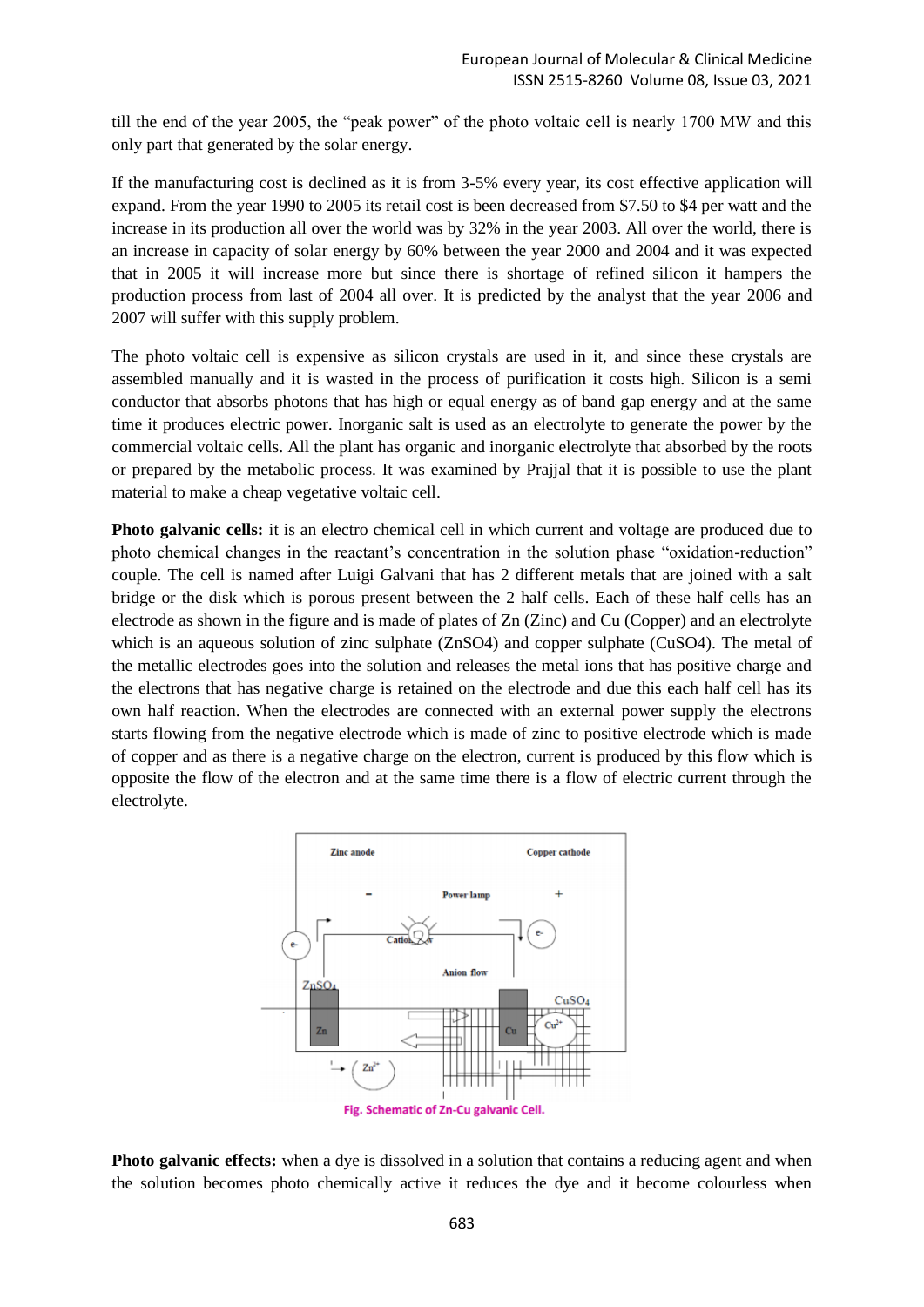till the end of the year 2005, the "peak power" of the photo voltaic cell is nearly 1700 MW and this only part that generated by the solar energy.

If the manufacturing cost is declined as it is from 3-5% every year, its cost effective application will expand. From the year 1990 to 2005 its retail cost is been decreased from $7.50 to $4 per watt and the increase in its production all over the world was by 32% in the year 2003. All over the world, there is an increase in capacity of solar energy by 60% between the year 2000 and 2004 and it was expected that in 2005 it will increase more but since there is shortage of refined silicon it hampers the production process from last of 2004 all over. It is predicted by the analyst that the year 2006 and 2007 will suffer with this supply problem.

The photo voltaic cell is expensive as silicon crystals are used in it, and since these crystals are assembled manually and it is wasted in the process of purification it costs high. Silicon is a semi conductor that absorbs photons that has high or equal energy as of band gap energy and at the same time it produces electric power. Inorganic salt is used as an electrolyte to generate the power by the commercial voltaic cells. All the plant has organic and inorganic electrolyte that absorbed by the roots or prepared by the metabolic process. It was examined by Prajjal that it is possible to use the plant material to make a cheap vegetative voltaic cell.

**Photo galvanic cells:** it is an electro chemical cell in which current and voltage are produced due to photo chemical changes in the reactant's concentration in the solution phase "oxidation-reduction" couple. The cell is named after Luigi Galvani that has 2 different metals that are joined with a salt bridge or the disk which is porous present between the 2 half cells. Each of these half cells has an electrode as shown in the figure and is made of plates of Zn (Zinc) and Cu (Copper) and an electrolyte which is an aqueous solution of zinc sulphate ($ZnSO_4$) and copper sulphate ($CuSO_4$). The metal of the metallic electrodes goes into the solution and releases the metal ions that has positive charge and the electrons that has negative charge is retained on the electrode and due this each half cell has its own half reaction. When the electrodes are connected with an external power supply the electrons starts flowing from the negative electrode which is made of zinc to positive electrode which is made of copper and as there is a negative charge on the electron, current is produced by this flow which is opposite the flow of the electron and at the same time there is a flow of electric current through the electrolyte.

Fig. Schematic of Zn-Cu galvanic Cell.

**Photo galvanic effects:** when a dye is dissolved in a solution that contains a reducing agent and when the solution becomes photo chemically active it reduces the dye and it become colourless when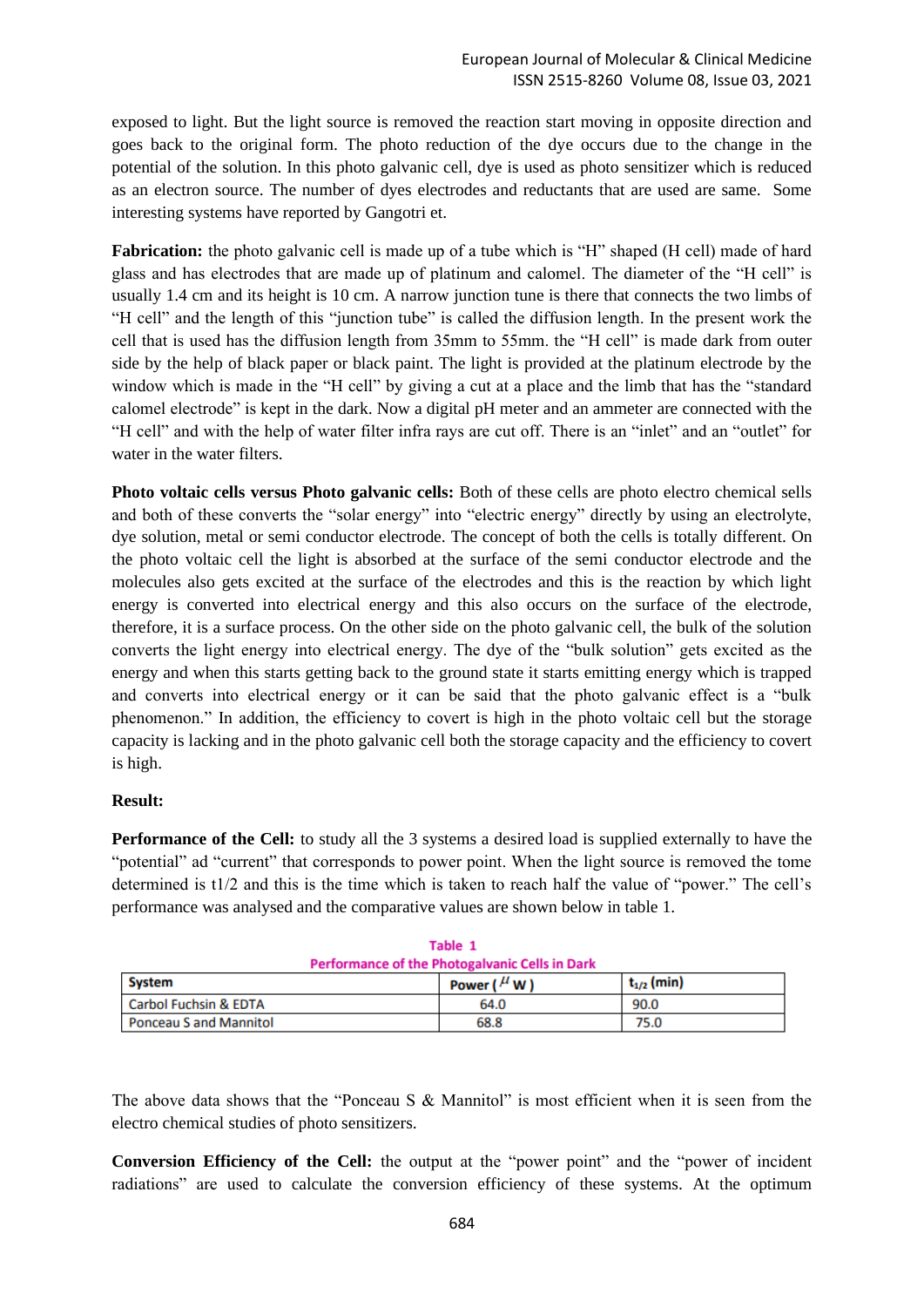exposed to light. But the light source is removed the reaction start moving in opposite direction and goes back to the original form. The photo reduction of the dye occurs due to the change in the potential of the solution. In this photo galvanic cell, dye is used as photo sensitizer which is reduced as an electron source. The number of dyes electrodes and reductants that are used are same. Some interesting systems have reported by Gangotri et.

**Fabrication:** the photo galvanic cell is made up of a tube which is "H" shaped (H cell) made of hard glass and has electrodes that are made up of platinum and calomel. The diameter of the "H cell" is usually 1.4 cm and its height is 10 cm. A narrow junction tune is there that connects the two limbs of "H cell" and the length of this "junction tube" is called the diffusion length. In the present work the cell that is used has the diffusion length from 35mm to 55mm. the "H cell" is made dark from outer side by the help of black paper or black paint. The light is provided at the platinum electrode by the window which is made in the "H cell" by giving a cut at a place and the limb that has the "standard calomel electrode" is kept in the dark. Now a digital pH meter and an ammeter are connected with the "H cell" and with the help of water filter infra rays are cut off. There is an "inlet" and an "outlet" for water in the water filters.

**Photo voltaic cells versus Photo galvanic cells:** Both of these cells are photo electro chemical sells and both of these converts the "solar energy" into "electric energy" directly by using an electrolyte, dye solution, metal or semi conductor electrode. The concept of both the cells is totally different. On the photo voltaic cell the light is absorbed at the surface of the semi conductor electrode and the molecules also gets excited at the surface of the electrodes and this is the reaction by which light energy is converted into electrical energy and this also occurs on the surface of the electrode, therefore, it is a surface process. On the other side on the photo galvanic cell, the bulk of the solution converts the light energy into electrical energy. The dye of the "bulk solution" gets excited as the energy and when this starts getting back to the ground state it starts emitting energy which is trapped and converts into electrical energy or it can be said that the photo galvanic effect is a "bulk phenomenon." In addition, the efficiency to covert is high in the photo voltaic cell but the storage capacity is lacking and in the photo galvanic cell both the storage capacity and the efficiency to covert is high.

**Result:**

**Performance of the Cell:** to study all the 3 systems a desired load is supplied externally to have the "potential" ad "current" that corresponds to power point. When the light source is removed the tome determined is t1/2 and this is the time which is taken to reach half the value of "power." The cell's performance was analysed and the comparative values are shown below in table 1.

**Table 1**
**Performance of the Photogalvanic Cells in Dark**

| System | Power ($\mu$ W) | $t_{1/2}$ (min) |
|---|---|---|
| Carbol Fuchsin & EDTA | 64.0 | 90.0 |
| Ponceau S and Mannitol | 68.8 | 75.0 |

The above data shows that the "Ponceau S & Mannitol" is most efficient when it is seen from the electro chemical studies of photo sensitizers.

**Conversion Efficiency of the Cell:** the output at the "power point" and the "power of incident radiations" are used to calculate the conversion efficiency of these systems. At the optimum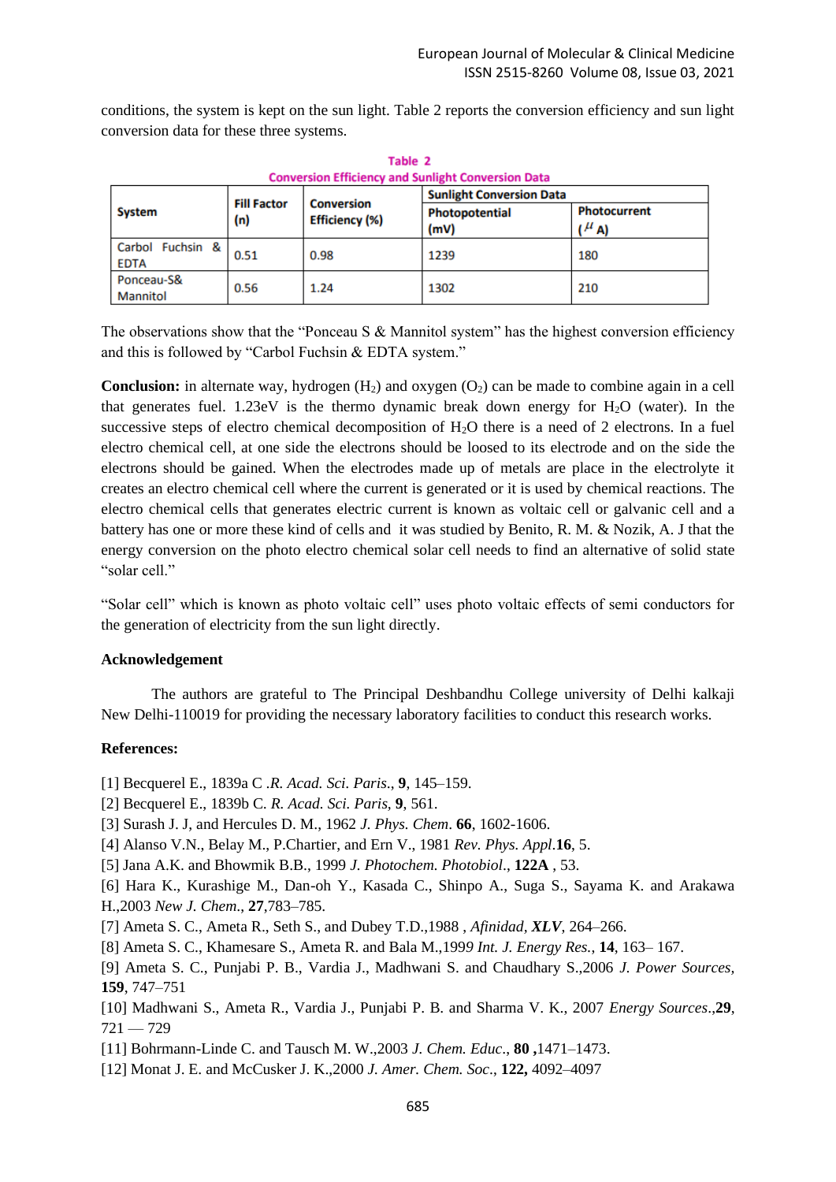conditions, the system is kept on the sun light. Table 2 reports the conversion efficiency and sun light conversion data for these three systems.

**Table 2**
**Conversion Efficiency and Sunlight Conversion Data**

| System | Fill Factor (n) | Conversion Efficiency (%) | Sunlight Conversion Data | |
|---|---|---|---|---|
| | | | Photopotential (mV) | Photocurrent ($\mu$ A) |
| Carbol Fuchsin & EDTA | 0.51 | 0.98 | 1239 | 180 |
| Ponceau-S& Mannitol | 0.56 | 1.24 | 1302 | 210 |

The observations show that the "Ponceau S & Mannitol system" has the highest conversion efficiency and this is followed by "Carbol Fuchsin & EDTA system."

**Conclusion:** in alternate way, hydrogen ($H_2$) and oxygen ($O_2$) can be made to combine again in a cell that generates fuel. 1.23eV is the thermo dynamic break down energy for $H_2O$ (water). In the successive steps of electro chemical decomposition of $H_2O$ there is a need of 2 electrons. In a fuel electro chemical cell, at one side the electrons should be loosed to its electrode and on the side the electrons should be gained. When the electrodes made up of metals are place in the electrolyte it creates an electro chemical cell where the current is generated or it is used by chemical reactions. The electro chemical cells that generates electric current is known as voltaic cell or galvanic cell and a battery has one or more these kind of cells and it was studied by Benito, R. M. & Nozik, A. J that the energy conversion on the photo electro chemical solar cell needs to find an alternative of solid state "solar cell."

"Solar cell" which is known as photo voltaic cell" uses photo voltaic effects of semi conductors for the generation of electricity from the sun light directly.

## Acknowledgement

The authors are grateful to The Principal Deshbandhu College university of Delhi kalkaji New Delhi-110019 for providing the necessary laboratory facilities to conduct this research works.

## References:

[1] Becquerel E., 1839a C .*R. Acad. Sci. Paris*., **9**, 145–159.
[2] Becquerel E., 1839b C. *R. Acad. Sci. Paris*, **9**, 561.
[3] Surash J. J, and Hercules D. M., 1962 *J. Phys. Chem*. **66**, 1602-1606.
[4] Alanso V.N., Belay M., P.Chartier, and Ern V., 1981 *Rev. Phys. Appl*.**16**, 5.
[5] Jana A.K. and Bhowmik B.B., 1999 *J. Photochem. Photobiol*., **122A** , 53.
[6] Hara K., Kurashige M., Dan-oh Y., Kasada C., Shinpo A., Suga S., Sayama K. and Arakawa H.,2003 *New J. Chem*., **27**,783–785.
[7] Ameta S. C., Ameta R., Seth S., and Dubey T.D.,1988 , *Afinidad*, ***XLV***, 264–266.
[8] Ameta S. C., Khamesare S., Ameta R. and Bala M.,1999 *Int. J. Energy Res.*, **14**, 163– 167.
[9] Ameta S. C., Punjabi P. B., Vardia J., Madhwani S. and Chaudhary S.,2006 *J. Power Sources*, **159**, 747–751
[10] Madhwani S., Ameta R., Vardia J., Punjabi P. B. and Sharma V. K., 2007 *Energy Sources*.,**29**, 721 — 729
[11] Bohrmann-Linde C. and Tausch M. W.,2003 *J. Chem. Educ*., **80** ,1471–1473.
[12] Monat J. E. and McCusker J. K.,2000 *J. Amer. Chem. Soc*., **122,** 4092–4097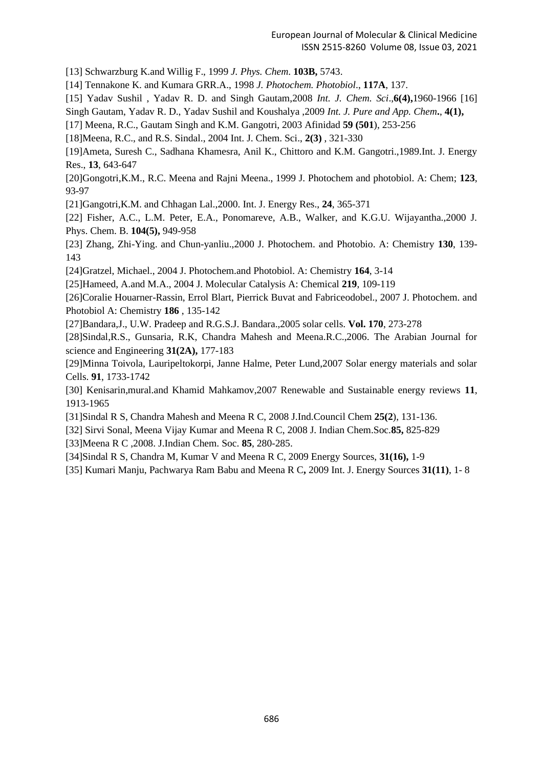[13] Schwarzburg K.and Willig F., 1999 *J. Phys. Chem*. **103B,** 5743.

[14] Tennakone K. and Kumara GRR.A., 1998 *J. Photochem. Photobiol*., **117A**, 137.

[15] Yadav Sushil , Yadav R. D. and Singh Gautam,2008 *Int. J. Chem. Sci*.,**6(4),**1960-1966 [16] Singh Gautam, Yadav R. D., Yadav Sushil and Koushalya ,2009 *Int. J. Pure and App. Chem***.**, **4(1),**

[17] Meena, R.C., Gautam Singh and K.M. Gangotri, 2003 Afinidad **59 (501**), 253-256

[18]Meena, R.C., and R.S. Sindal., 2004 Int. J. Chem. Sci., **2(3)** , 321-330

[19]Ameta, Suresh C., Sadhana Khamesra, Anil K., Chittoro and K.M. Gangotri.,1989.Int. J. Energy Res., **13**, 643-647

[20]Gongotri,K.M., R.C. Meena and Rajni Meena., 1999 J. Photochem and photobiol. A: Chem; **123**, 93-97

[21]Gangotri,K.M. and Chhagan Lal.,2000. Int. J. Energy Res., **24**, 365-371

[22] Fisher, A.C., L.M. Peter, E.A., Ponomareve, A.B., Walker, and K.G.U. Wijayantha.,2000 J. Phys. Chem. B. **104(5),** 949-958

[23] Zhang, Zhi-Ying. and Chun-yanliu.,2000 J. Photochem. and Photobio. A: Chemistry **130**, 139-143

[24]Gratzel, Michael., 2004 J. Photochem.and Photobiol. A: Chemistry **164**, 3-14

[25]Hameed, A.and M.A., 2004 J. Molecular Catalysis A: Chemical **219**, 109-119

[26]Coralie Houarner-Rassin, Errol Blart, Pierrick Buvat and Fabriceodobel., 2007 J. Photochem. and Photobiol A: Chemistry **186** , 135-142

[27]Bandara,J., U.W. Pradeep and R.G.S.J. Bandara.,2005 solar cells. **Vol. 170**, 273-278

[28]Sindal,R.S., Gunsaria, R.K, Chandra Mahesh and Meena.R.C.,2006. The Arabian Journal for science and Engineering **31(2A),** 177-183

[29]Minna Toivola, Lauripeltokorpi, Janne Halme, Peter Lund,2007 Solar energy materials and solar Cells. **91**, 1733-1742

[30] Kenisarin,mural.and Khamid Mahkamov,2007 Renewable and Sustainable energy reviews **11**, 1913-1965

[31]Sindal R S, Chandra Mahesh and Meena R C, 2008 J.Ind.Council Chem **25(2**), 131-136.

[32] Sirvi Sonal, Meena Vijay Kumar and Meena R C, 2008 J. Indian Chem.Soc.**85,** 825-829

[33]Meena R C ,2008. J.Indian Chem. Soc. **85**, 280-285.

[34]Sindal R S, Chandra M, Kumar V and Meena R C, 2009 Energy Sources, **31(16),** 1-9

[35] Kumari Manju, Pachwarya Ram Babu and Meena R C**,** 2009 Int. J. Energy Sources **31(11)**, 1- 8